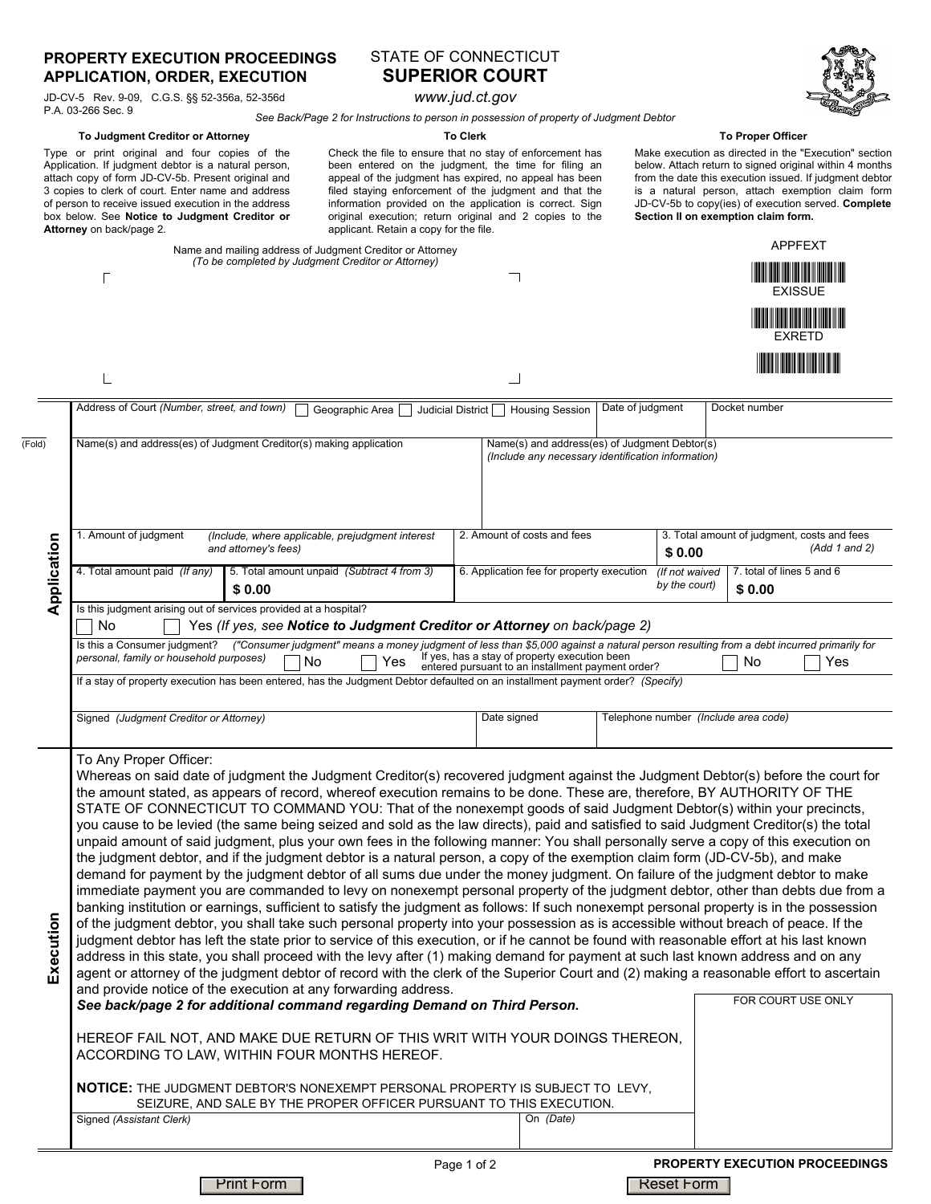# PROPERTY EXECUTION PROCEEDINGS APPLICATION, ORDER, EXECUTION

JD-CV-5 Rev. 9-09, C.G.S. §§ 52-356a, 52-356d
P.A. 03-266 Sec. 9

## STATE OF CONNECTICUT
## SUPERIOR COURT

www.jud.ct.gov

*See Back/Page 2 for Instructions to person in possession of property of Judgment Debtor*

**To Judgment Creditor or Attorney**

Type or print original and four copies of the Application. If judgment debtor is a natural person, attach copy of form JD-CV-5b. Present original and 3 copies to clerk of court. Enter name and address of person to receive issued execution in the address box below. See **Notice to Judgment Creditor or Attorney** on back/page 2.

**To Clerk**

Check the file to ensure that no stay of enforcement has been entered on the judgment, the time for filing an appeal of the judgment has expired, no appeal has been filed staying enforcement of the judgment and that the information provided on the application is correct. Sign original execution; return original and 2 copies to the applicant. Retain a copy for the file.

**To Proper Officer**

Make execution as directed in the "Execution" section below. Attach return to signed original within 4 months from the date this execution issued. If judgment debtor is a natural person, attach exemption claim form JD-CV-5b to copy(ies) of execution served. **Complete Section II on exemption claim form.**

Name and mailing address of Judgment Creditor or Attorney
*(To be completed by Judgment Creditor or Attorney)*

APPFEXT

EXISSUE

EXRETD

## Application

| Address of Court *(Number, street, and town)* ☐ Geographic Area ☐ Judicial District ☐ Housing Session | Date of judgment | Docket number |
|---|---|---|
| | | |

| Name(s) and address(es) of Judgment Creditor(s) making application | Name(s) and address(es) of Judgment Debtor(s) *(Include any necessary identification information)* |
|---|---|
| | |

| 1. Amount of judgment *(Include, where applicable, prejudgment interest and attorney's fees)* | | 2. Amount of costs and fees | 3. Total amount of judgment, costs and fees *(Add 1 and 2)* |
|---|---|---|---|
| | | | $ 0.00 |
| **4. Total amount paid** *(If any)* | **5. Total amount unpaid** *(Subtract 4 from 3)* | **6. Application fee for property execution** *(If not waived by the court)* | **7. total of lines 5 and 6** |
| | $ 0.00 | | $ 0.00 |

Is this judgment arising out of services provided at a hospital?
☐ No ☐ Yes *(If yes, see* ***Notice to Judgment Creditor or Attorney*** *on back/page 2)*

Is this a Consumer judgment? *("Consumer judgment" means a money judgment of less than $5,000 against a natural person resulting from a debt incurred primarily for personal, family or household purposes)* ☐ No ☐ Yes If yes, has a stay of property execution been entered pursuant to an installment payment order? ☐ No ☐ Yes

If a stay of property execution has been entered, has the Judgment Debtor defaulted on an installment payment order? *(Specify)*

| Signed *(Judgment Creditor or Attorney)* | Date signed | Telephone number *(Include area code)* |
|---|---|---|
| | | |

## Execution

To Any Proper Officer:
Whereas on said date of judgment the Judgment Creditor(s) recovered judgment against the Judgment Debtor(s) before the court for the amount stated, as appears of record, whereof execution remains to be done. These are, therefore, BY AUTHORITY OF THE STATE OF CONNECTICUT TO COMMAND YOU: That of the nonexempt goods of said Judgment Debtor(s) within your precincts, you cause to be levied (the same being seized and sold as the law directs), paid and satisfied to said Judgment Creditor(s) the total unpaid amount of said judgment, plus your own fees in the following manner: You shall personally serve a copy of this execution on the judgment debtor, and if the judgment debtor is a natural person, a copy of the exemption claim form (JD-CV-5b), and make demand for payment by the judgment debtor of all sums due under the money judgment. On failure of the judgment debtor to make immediate payment you are commanded to levy on nonexempt personal property of the judgment debtor, other than debts due from a banking institution or earnings, sufficient to satisfy the judgment as follows: If such nonexempt personal property is in the possession of the judgment debtor, you shall take such personal property into your possession as is accessible without breach of peace. If the judgment debtor has left the state prior to service of this execution, or if he cannot be found with reasonable effort at his last known address in this state, you shall proceed with the levy after (1) making demand for payment at such last known address and on any agent or attorney of the judgment debtor of record with the clerk of the Superior Court and (2) making a reasonable effort to ascertain and provide notice of the execution at any forwarding address.

***See back/page 2 for additional command regarding Demand on Third Person.***

HEREOF FAIL NOT, AND MAKE DUE RETURN OF THIS WRIT WITH YOUR DOINGS THEREON, ACCORDING TO LAW, WITHIN FOUR MONTHS HEREOF.

**NOTICE:** THE JUDGMENT DEBTOR'S NONEXEMPT PERSONAL PROPERTY IS SUBJECT TO LEVY, SEIZURE, AND SALE BY THE PROPER OFFICER PURSUANT TO THIS EXECUTION.

| Signed *(Assistant Clerk)* | On *(Date)* | FOR COURT USE ONLY |
|---|---|---|
| | | |

**PROPERTY EXECUTION PROCEEDINGS**

Print Form | Reset Form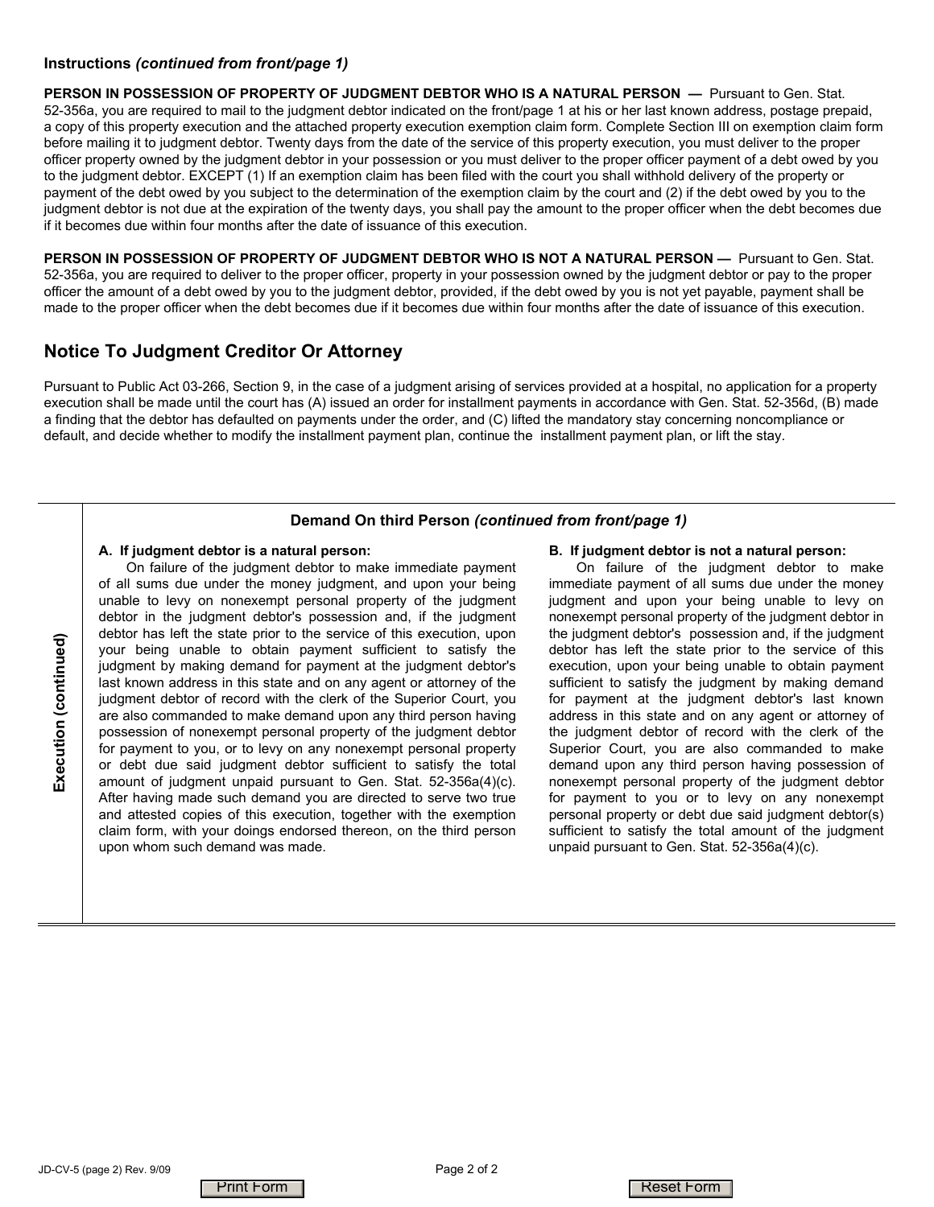**Instructions** ***(continued from front/page 1)***

**PERSON IN POSSESSION OF PROPERTY OF JUDGMENT DEBTOR WHO IS A NATURAL PERSON —** Pursuant to Gen. Stat. 52-356a, you are required to mail to the judgment debtor indicated on the front/page 1 at his or her last known address, postage prepaid, a copy of this property execution and the attached property execution exemption claim form. Complete Section III on exemption claim form before mailing it to judgment debtor. Twenty days from the date of the service of this property execution, you must deliver to the proper officer property owned by the judgment debtor in your possession or you must deliver to the proper officer payment of a debt owed by you to the judgment debtor. EXCEPT (1) If an exemption claim has been filed with the court you shall withhold delivery of the property or payment of the debt owed by you subject to the determination of the exemption claim by the court and (2) if the debt owed by you to the judgment debtor is not due at the expiration of the twenty days, you shall pay the amount to the proper officer when the debt becomes due if it becomes due within four months after the date of issuance of this execution.

**PERSON IN POSSESSION OF PROPERTY OF JUDGMENT DEBTOR WHO IS NOT A NATURAL PERSON —** Pursuant to Gen. Stat. 52-356a, you are required to deliver to the proper officer, property in your possession owned by the judgment debtor or pay to the proper officer the amount of a debt owed by you to the judgment debtor, provided, if the debt owed by you is not yet payable, payment shall be made to the proper officer when the debt becomes due if it becomes due within four months after the date of issuance of this execution.

## Notice To Judgment Creditor Or Attorney

Pursuant to Public Act 03-266, Section 9, in the case of a judgment arising of services provided at a hospital, no application for a property execution shall be made until the court has (A) issued an order for installment payments in accordance with Gen. Stat. 52-356d, (B) made a finding that the debtor has defaulted on payments under the order, and (C) lifted the mandatory stay concerning noncompliance or default, and decide whether to modify the installment payment plan, continue the installment payment plan, or lift the stay.

**Execution (continued)**

### Demand On third Person *(continued from front/page 1)*

**A. If judgment debtor is a natural person:**

On failure of the judgment debtor to make immediate payment of all sums due under the money judgment, and upon your being unable to levy on nonexempt personal property of the judgment debtor in the judgment debtor's possession and, if the judgment debtor has left the state prior to the service of this execution, upon your being unable to obtain payment sufficient to satisfy the judgment by making demand for payment at the judgment debtor's last known address in this state and on any agent or attorney of the judgment debtor of record with the clerk of the Superior Court, you are also commanded to make demand upon any third person having possession of nonexempt personal property of the judgment debtor for payment to you, or to levy on any nonexempt personal property or debt due said judgment debtor sufficient to satisfy the total amount of judgment unpaid pursuant to Gen. Stat. 52-356a(4)(c). After having made such demand you are directed to serve two true and attested copies of this execution, together with the exemption claim form, with your doings endorsed thereon, on the third person upon whom such demand was made.

**B. If judgment debtor is not a natural person:**

On failure of the judgment debtor to make immediate payment of all sums due under the money judgment and upon your being unable to levy on nonexempt personal property of the judgment debtor in the judgment debtor's possession and, if the judgment debtor has left the state prior to the service of this execution, upon your being unable to obtain payment sufficient to satisfy the judgment by making demand for payment at the judgment debtor's last known address in this state and on any agent or attorney of the judgment debtor of record with the clerk of the Superior Court, you are also commanded to make demand upon any third person having possession of nonexempt personal property of the judgment debtor for payment to you or to levy on any nonexempt personal property or debt due said judgment debtor(s) sufficient to satisfy the total amount of the judgment unpaid pursuant to Gen. Stat. 52-356a(4)(c).

JD-CV-5 (page 2) Rev. 9/09

Print Form

Reset Form